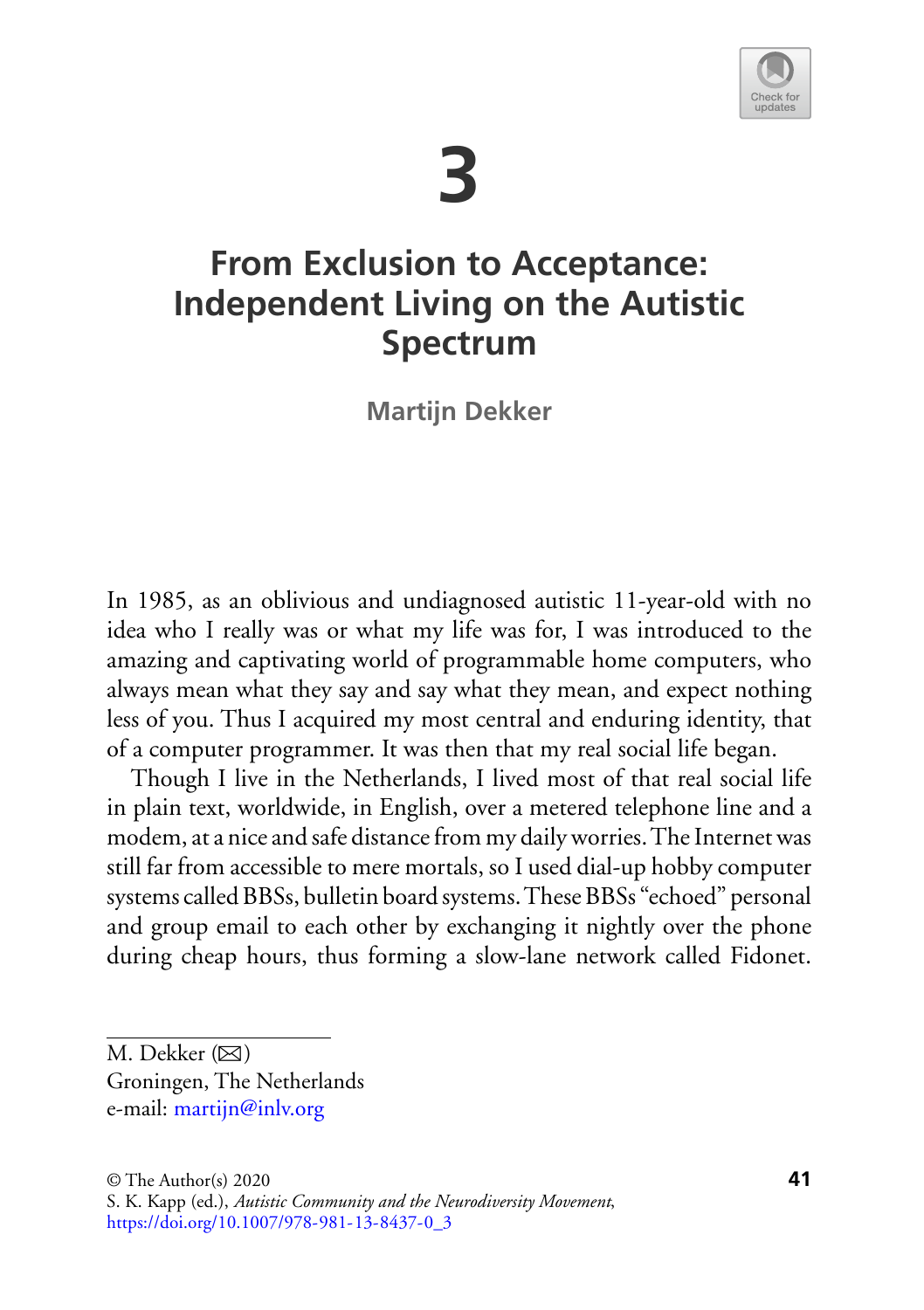# 3

# From Exclusion to Acceptance: Independent Living on the Autistic Spectrum

**Martijn Dekker**

In 1985, as an oblivious and undiagnosed autistic 11-year-old with no idea who I really was or what my life was for, I was introduced to the amazing and captivating world of programmable home computers, who always mean what they say and say what they mean, and expect nothing less of you. Thus I acquired my most central and enduring identity, that of a computer programmer. It was then that my real social life began.

Though I live in the Netherlands, I lived most of that real social life in plain text, worldwide, in English, over a metered telephone line and a modem, at a nice and safe distance from my daily worries. The Internet was still far from accessible to mere mortals, so I used dial-up hobby computer systems called BBSs, bulletin board systems. These BBSs "echoed" personal and group email to each other by exchanging it nightly over the phone during cheap hours, thus forming a slow-lane network called Fidonet.

---

M. Dekker (✉)
Groningen, The Netherlands
e-mail: martijn@inlv.org

© The Author(s) 2020
S. K. Kapp (ed.), *Autistic Community and the Neurodiversity Movement*,
https://doi.org/10.1007/978-981-13-8437-0_3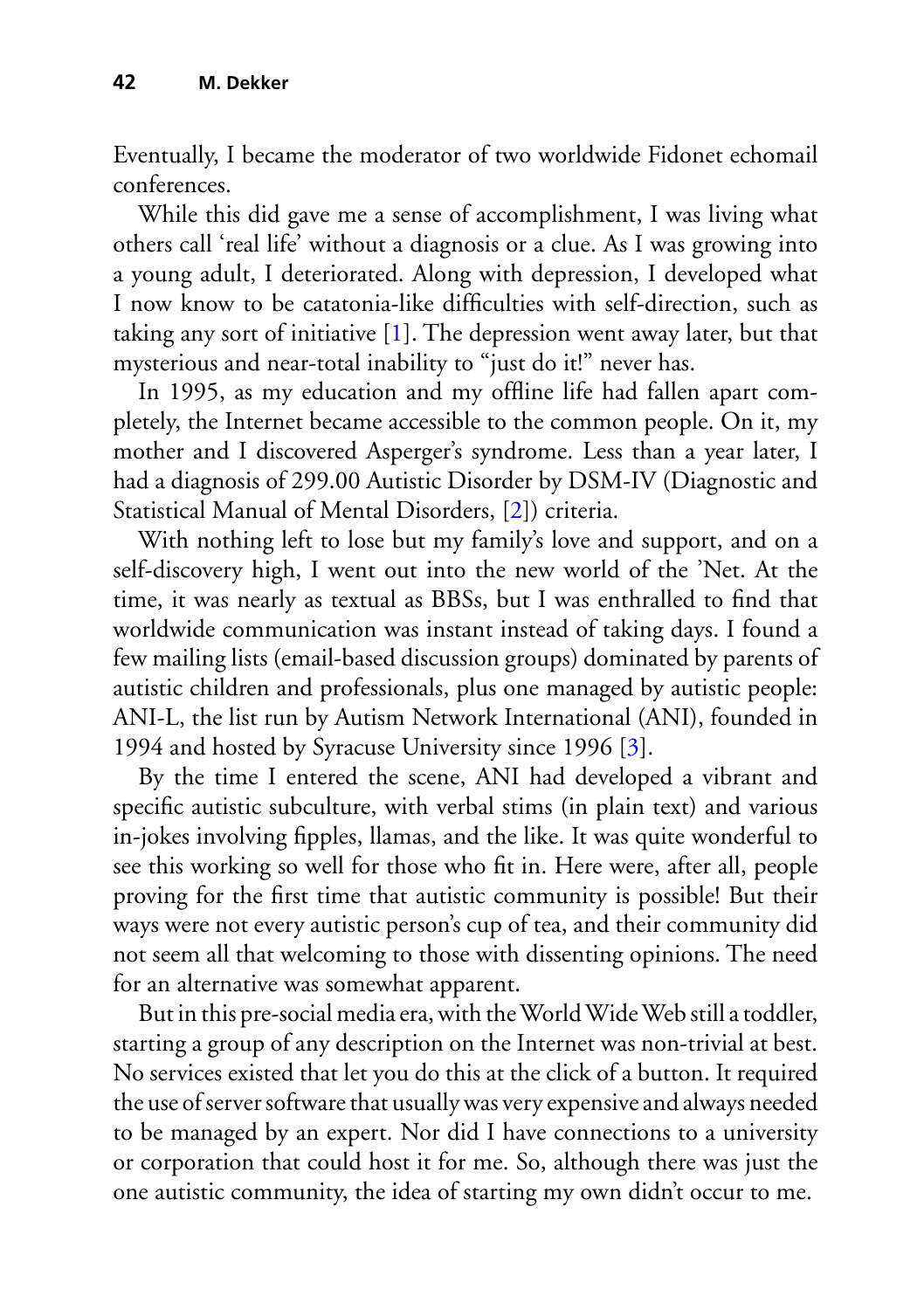Eventually, I became the moderator of two worldwide Fidonet echomail conferences.

While this did gave me a sense of accomplishment, I was living what others call 'real life' without a diagnosis or a clue. As I was growing into a young adult, I deteriorated. Along with depression, I developed what I now know to be catatonia-like difficulties with self-direction, such as taking any sort of initiative [1]. The depression went away later, but that mysterious and near-total inability to "just do it!" never has.

In 1995, as my education and my offline life had fallen apart completely, the Internet became accessible to the common people. On it, my mother and I discovered Asperger's syndrome. Less than a year later, I had a diagnosis of 299.00 Autistic Disorder by DSM-IV (Diagnostic and Statistical Manual of Mental Disorders, [2]) criteria.

With nothing left to lose but my family's love and support, and on a self-discovery high, I went out into the new world of the 'Net. At the time, it was nearly as textual as BBSs, but I was enthralled to find that worldwide communication was instant instead of taking days. I found a few mailing lists (email-based discussion groups) dominated by parents of autistic children and professionals, plus one managed by autistic people: ANI-L, the list run by Autism Network International (ANI), founded in 1994 and hosted by Syracuse University since 1996 [3].

By the time I entered the scene, ANI had developed a vibrant and specific autistic subculture, with verbal stims (in plain text) and various in-jokes involving fipples, llamas, and the like. It was quite wonderful to see this working so well for those who fit in. Here were, after all, people proving for the first time that autistic community is possible! But their ways were not every autistic person's cup of tea, and their community did not seem all that welcoming to those with dissenting opinions. The need for an alternative was somewhat apparent.

But in this pre-social media era, with the World Wide Web still a toddler, starting a group of any description on the Internet was non-trivial at best. No services existed that let you do this at the click of a button. It required the use of server software that usually was very expensive and always needed to be managed by an expert. Nor did I have connections to a university or corporation that could host it for me. So, although there was just the one autistic community, the idea of starting my own didn't occur to me.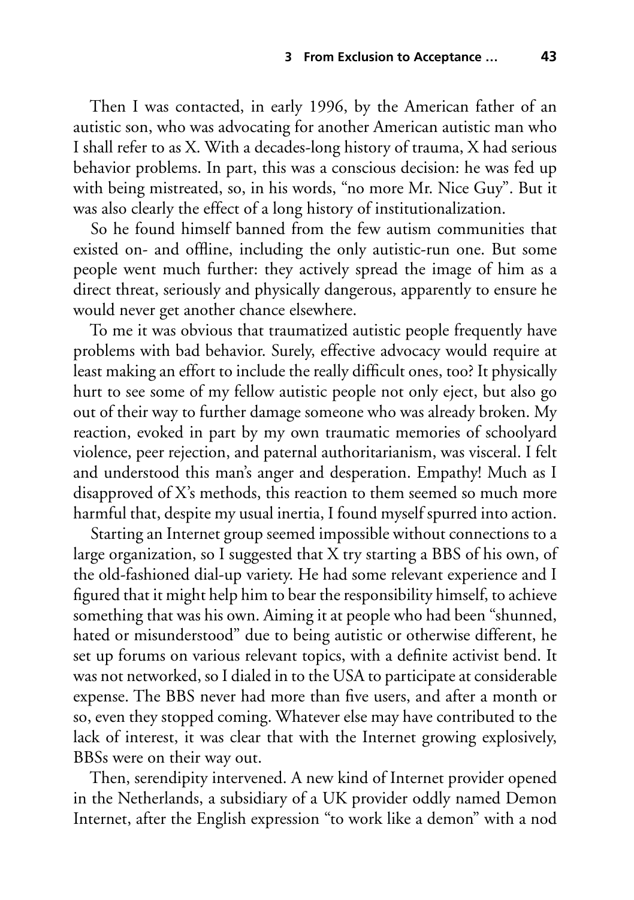Then I was contacted, in early 1996, by the American father of an autistic son, who was advocating for another American autistic man who I shall refer to as X. With a decades-long history of trauma, X had serious behavior problems. In part, this was a conscious decision: he was fed up with being mistreated, so, in his words, "no more Mr. Nice Guy". But it was also clearly the effect of a long history of institutionalization.

So he found himself banned from the few autism communities that existed on- and offline, including the only autistic-run one. But some people went much further: they actively spread the image of him as a direct threat, seriously and physically dangerous, apparently to ensure he would never get another chance elsewhere.

To me it was obvious that traumatized autistic people frequently have problems with bad behavior. Surely, effective advocacy would require at least making an effort to include the really difficult ones, too? It physically hurt to see some of my fellow autistic people not only eject, but also go out of their way to further damage someone who was already broken. My reaction, evoked in part by my own traumatic memories of schoolyard violence, peer rejection, and paternal authoritarianism, was visceral. I felt and understood this man's anger and desperation. Empathy! Much as I disapproved of X's methods, this reaction to them seemed so much more harmful that, despite my usual inertia, I found myself spurred into action.

Starting an Internet group seemed impossible without connections to a large organization, so I suggested that X try starting a BBS of his own, of the old-fashioned dial-up variety. He had some relevant experience and I figured that it might help him to bear the responsibility himself, to achieve something that was his own. Aiming it at people who had been "shunned, hated or misunderstood" due to being autistic or otherwise different, he set up forums on various relevant topics, with a definite activist bend. It was not networked, so I dialed in to the USA to participate at considerable expense. The BBS never had more than five users, and after a month or so, even they stopped coming. Whatever else may have contributed to the lack of interest, it was clear that with the Internet growing explosively, BBSs were on their way out.

Then, serendipity intervened. A new kind of Internet provider opened in the Netherlands, a subsidiary of a UK provider oddly named Demon Internet, after the English expression "to work like a demon" with a nod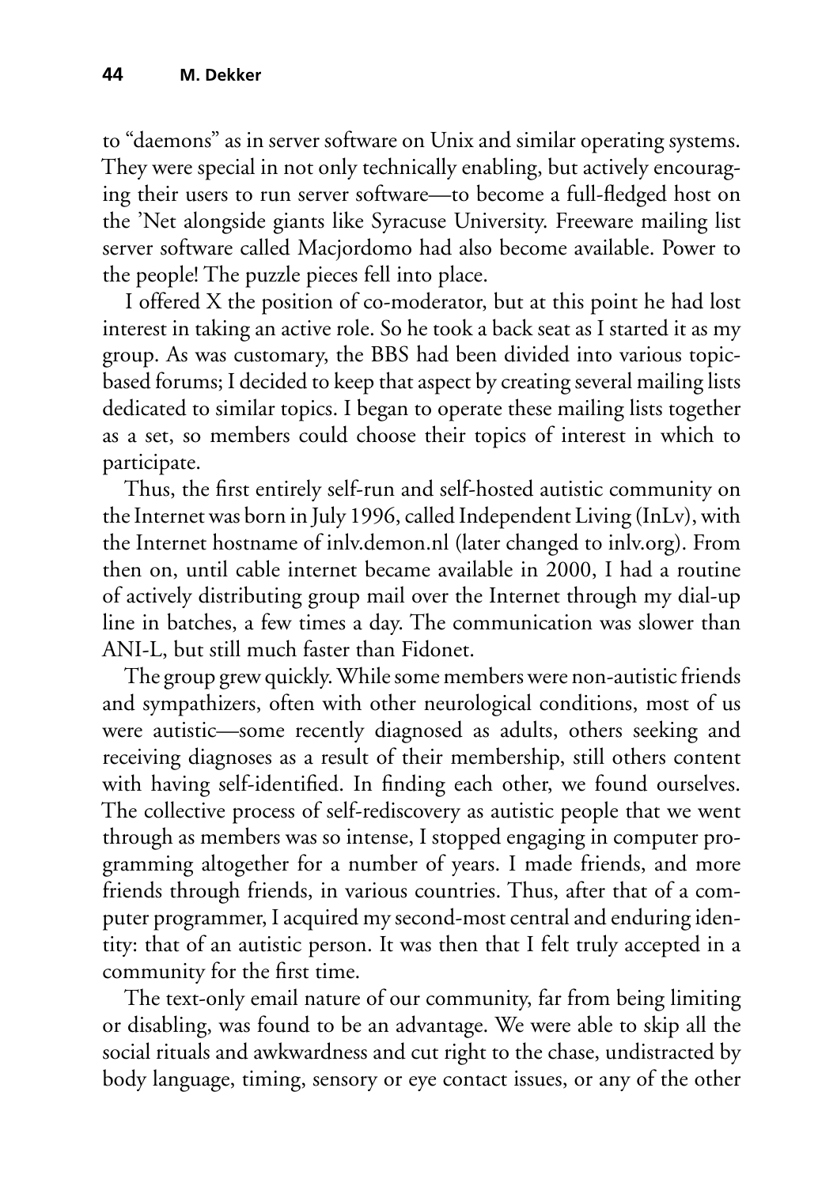to "daemons" as in server software on Unix and similar operating systems. They were special in not only technically enabling, but actively encouraging their users to run server software—to become a full-fledged host on the 'Net alongside giants like Syracuse University. Freeware mailing list server software called Macjordomo had also become available. Power to the people! The puzzle pieces fell into place.

I offered X the position of co-moderator, but at this point he had lost interest in taking an active role. So he took a back seat as I started it as my group. As was customary, the BBS had been divided into various topic-based forums; I decided to keep that aspect by creating several mailing lists dedicated to similar topics. I began to operate these mailing lists together as a set, so members could choose their topics of interest in which to participate.

Thus, the first entirely self-run and self-hosted autistic community on the Internet was born in July 1996, called Independent Living (InLv), with the Internet hostname of inlv.demon.nl (later changed to inlv.org). From then on, until cable internet became available in 2000, I had a routine of actively distributing group mail over the Internet through my dial-up line in batches, a few times a day. The communication was slower than ANI-L, but still much faster than Fidonet.

The group grew quickly. While some members were non-autistic friends and sympathizers, often with other neurological conditions, most of us were autistic—some recently diagnosed as adults, others seeking and receiving diagnoses as a result of their membership, still others content with having self-identified. In finding each other, we found ourselves. The collective process of self-rediscovery as autistic people that we went through as members was so intense, I stopped engaging in computer programming altogether for a number of years. I made friends, and more friends through friends, in various countries. Thus, after that of a computer programmer, I acquired my second-most central and enduring identity: that of an autistic person. It was then that I felt truly accepted in a community for the first time.

The text-only email nature of our community, far from being limiting or disabling, was found to be an advantage. We were able to skip all the social rituals and awkwardness and cut right to the chase, undistracted by body language, timing, sensory or eye contact issues, or any of the other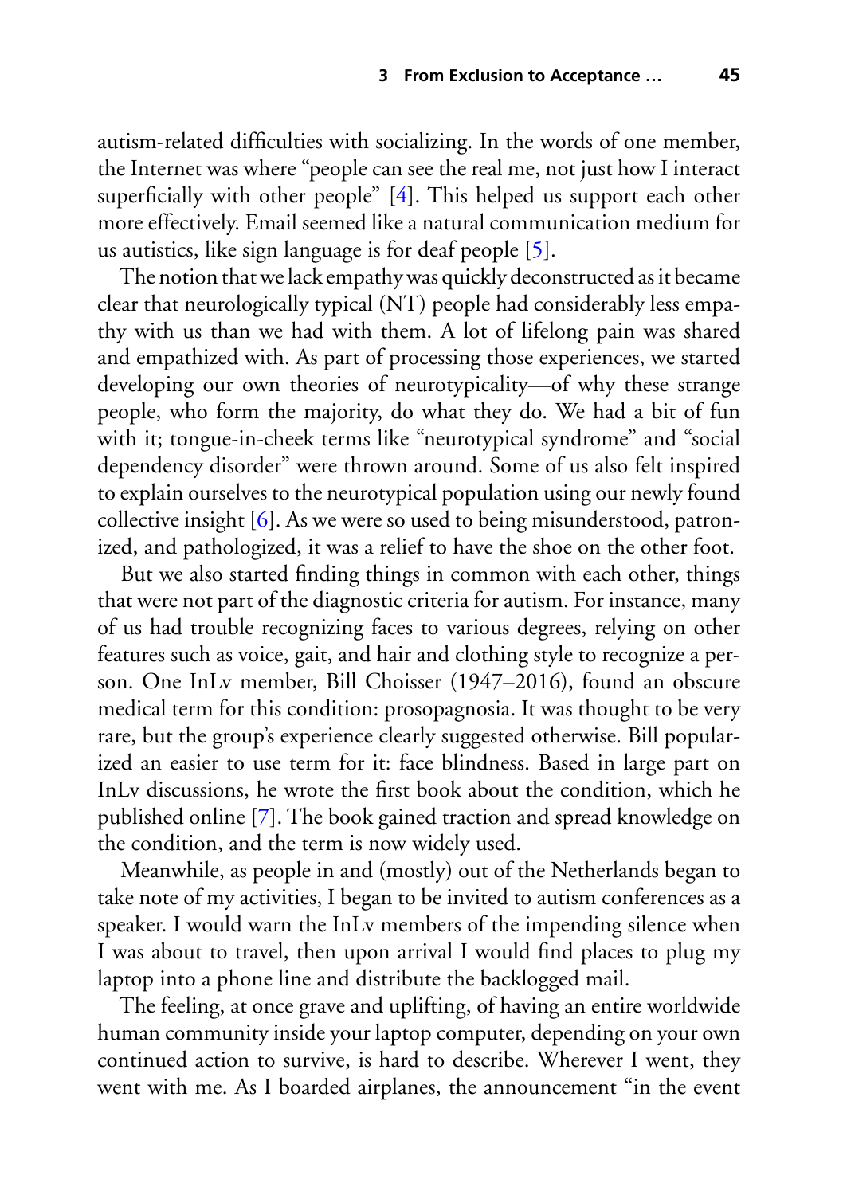autism-related difficulties with socializing. In the words of one member, the Internet was where "people can see the real me, not just how I interact superficially with other people" [4]. This helped us support each other more effectively. Email seemed like a natural communication medium for us autistics, like sign language is for deaf people [5].

The notion that we lack empathy was quickly deconstructed as it became clear that neurologically typical (NT) people had considerably less empathy with us than we had with them. A lot of lifelong pain was shared and empathized with. As part of processing those experiences, we started developing our own theories of neurotypicality—of why these strange people, who form the majority, do what they do. We had a bit of fun with it; tongue-in-cheek terms like "neurotypical syndrome" and "social dependency disorder" were thrown around. Some of us also felt inspired to explain ourselves to the neurotypical population using our newly found collective insight [6]. As we were so used to being misunderstood, patronized, and pathologized, it was a relief to have the shoe on the other foot.

But we also started finding things in common with each other, things that were not part of the diagnostic criteria for autism. For instance, many of us had trouble recognizing faces to various degrees, relying on other features such as voice, gait, and hair and clothing style to recognize a person. One InLv member, Bill Choisser (1947–2016), found an obscure medical term for this condition: prosopagnosia. It was thought to be very rare, but the group's experience clearly suggested otherwise. Bill popularized an easier to use term for it: face blindness. Based in large part on InLv discussions, he wrote the first book about the condition, which he published online [7]. The book gained traction and spread knowledge on the condition, and the term is now widely used.

Meanwhile, as people in and (mostly) out of the Netherlands began to take note of my activities, I began to be invited to autism conferences as a speaker. I would warn the InLv members of the impending silence when I was about to travel, then upon arrival I would find places to plug my laptop into a phone line and distribute the backlogged mail.

The feeling, at once grave and uplifting, of having an entire worldwide human community inside your laptop computer, depending on your own continued action to survive, is hard to describe. Wherever I went, they went with me. As I boarded airplanes, the announcement "in the event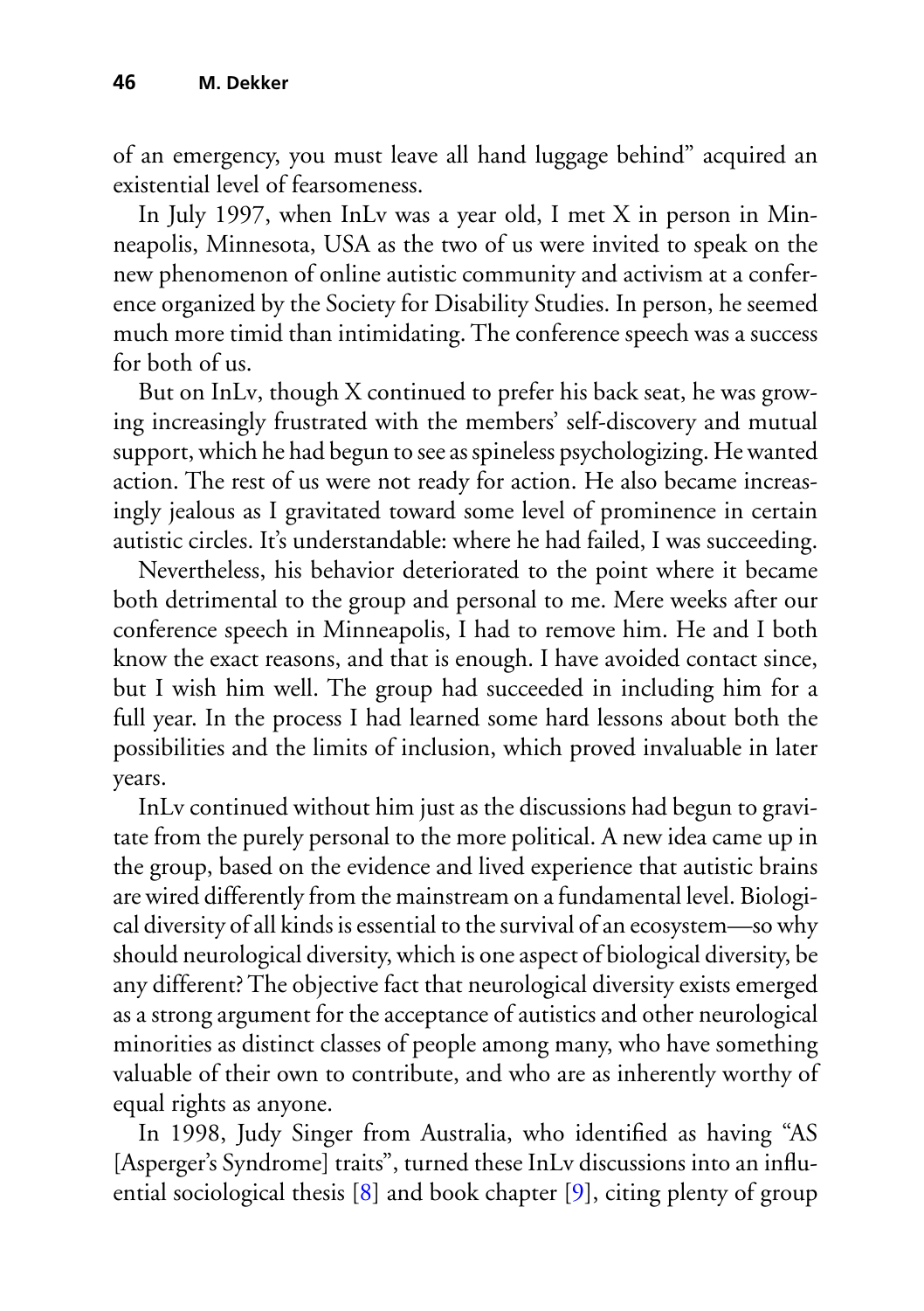of an emergency, you must leave all hand luggage behind" acquired an existential level of fearsomeness.

In July 1997, when InLv was a year old, I met X in person in Minneapolis, Minnesota, USA as the two of us were invited to speak on the new phenomenon of online autistic community and activism at a conference organized by the Society for Disability Studies. In person, he seemed much more timid than intimidating. The conference speech was a success for both of us.

But on InLv, though X continued to prefer his back seat, he was growing increasingly frustrated with the members' self-discovery and mutual support, which he had begun to see as spineless psychologizing. He wanted action. The rest of us were not ready for action. He also became increasingly jealous as I gravitated toward some level of prominence in certain autistic circles. It's understandable: where he had failed, I was succeeding.

Nevertheless, his behavior deteriorated to the point where it became both detrimental to the group and personal to me. Mere weeks after our conference speech in Minneapolis, I had to remove him. He and I both know the exact reasons, and that is enough. I have avoided contact since, but I wish him well. The group had succeeded in including him for a full year. In the process I had learned some hard lessons about both the possibilities and the limits of inclusion, which proved invaluable in later years.

InLv continued without him just as the discussions had begun to gravitate from the purely personal to the more political. A new idea came up in the group, based on the evidence and lived experience that autistic brains are wired differently from the mainstream on a fundamental level. Biological diversity of all kinds is essential to the survival of an ecosystem—so why should neurological diversity, which is one aspect of biological diversity, be any different? The objective fact that neurological diversity exists emerged as a strong argument for the acceptance of autistics and other neurological minorities as distinct classes of people among many, who have something valuable of their own to contribute, and who are as inherently worthy of equal rights as anyone.

In 1998, Judy Singer from Australia, who identified as having "AS [Asperger's Syndrome] traits", turned these InLv discussions into an influential sociological thesis [8] and book chapter [9], citing plenty of group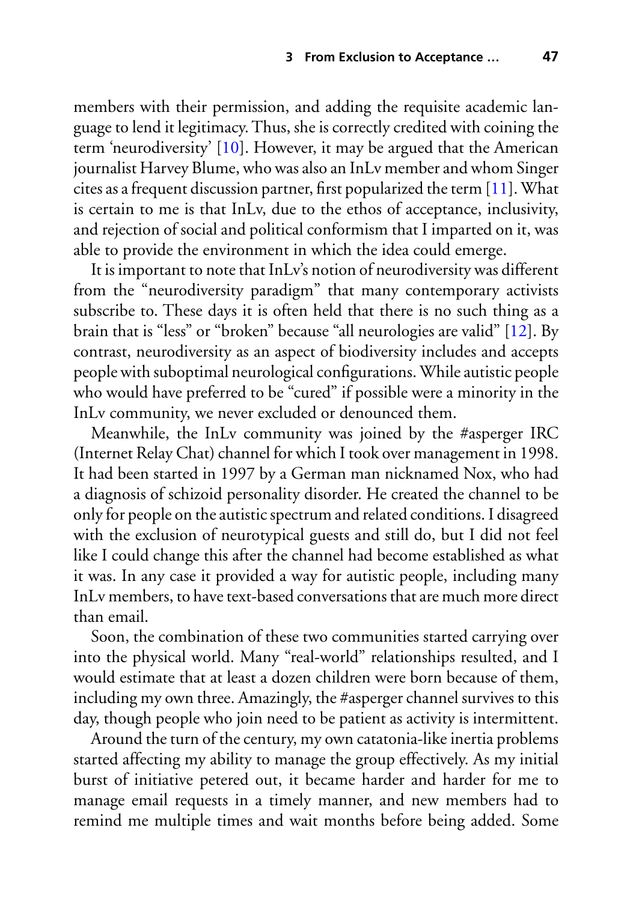members with their permission, and adding the requisite academic language to lend it legitimacy. Thus, she is correctly credited with coining the term 'neurodiversity' [10]. However, it may be argued that the American journalist Harvey Blume, who was also an InLv member and whom Singer cites as a frequent discussion partner, first popularized the term [11]. What is certain to me is that InLv, due to the ethos of acceptance, inclusivity, and rejection of social and political conformism that I imparted on it, was able to provide the environment in which the idea could emerge.

It is important to note that InLv's notion of neurodiversity was different from the "neurodiversity paradigm" that many contemporary activists subscribe to. These days it is often held that there is no such thing as a brain that is "less" or "broken" because "all neurologies are valid" [12]. By contrast, neurodiversity as an aspect of biodiversity includes and accepts people with suboptimal neurological configurations. While autistic people who would have preferred to be "cured" if possible were a minority in the InLv community, we never excluded or denounced them.

Meanwhile, the InLv community was joined by the #asperger IRC (Internet Relay Chat) channel for which I took over management in 1998. It had been started in 1997 by a German man nicknamed Nox, who had a diagnosis of schizoid personality disorder. He created the channel to be only for people on the autistic spectrum and related conditions. I disagreed with the exclusion of neurotypical guests and still do, but I did not feel like I could change this after the channel had become established as what it was. In any case it provided a way for autistic people, including many InLv members, to have text-based conversations that are much more direct than email.

Soon, the combination of these two communities started carrying over into the physical world. Many "real-world" relationships resulted, and I would estimate that at least a dozen children were born because of them, including my own three. Amazingly, the #asperger channel survives to this day, though people who join need to be patient as activity is intermittent.

Around the turn of the century, my own catatonia-like inertia problems started affecting my ability to manage the group effectively. As my initial burst of initiative petered out, it became harder and harder for me to manage email requests in a timely manner, and new members had to remind me multiple times and wait months before being added. Some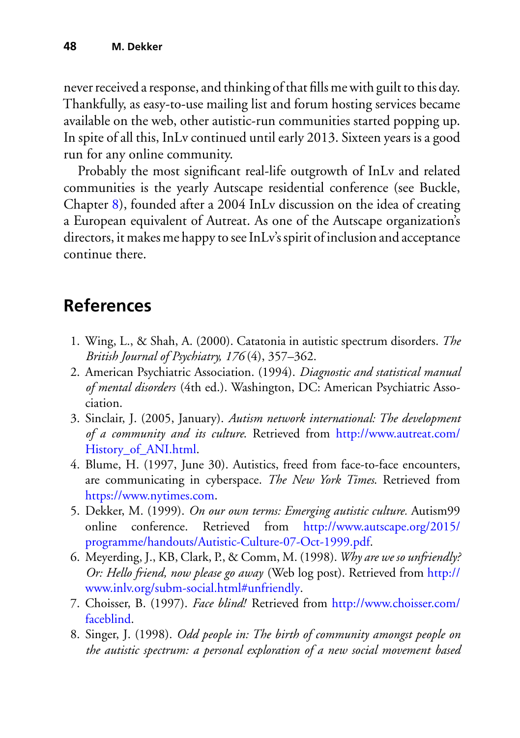never received a response, and thinking of that fills me with guilt to this day. Thankfully, as easy-to-use mailing list and forum hosting services became available on the web, other autistic-run communities started popping up. In spite of all this, InLv continued until early 2013. Sixteen years is a good run for any online community.

Probably the most significant real-life outgrowth of InLv and related communities is the yearly Autscape residential conference (see Buckle, Chapter 8), founded after a 2004 InLv discussion on the idea of creating a European equivalent of Autreat. As one of the Autscape organization's directors, it makes me happy to see InLv's spirit of inclusion and acceptance continue there.

## References

1. Wing, L., & Shah, A. (2000). Catatonia in autistic spectrum disorders. *The British Journal of Psychiatry, 176* (4), 357–362.
2. American Psychiatric Association. (1994). *Diagnostic and statistical manual of mental disorders* (4th ed.). Washington, DC: American Psychiatric Association.
3. Sinclair, J. (2005, January). *Autism network international: The development of a community and its culture*. Retrieved from http://www.autreat.com/History_of_ANI.html.
4. Blume, H. (1997, June 30). Autistics, freed from face-to-face encounters, are communicating in cyberspace. *The New York Times*. Retrieved from https://www.nytimes.com.
5. Dekker, M. (1999). *On our own terms: Emerging autistic culture.* Autism99 online conference. Retrieved from http://www.autscape.org/2015/programme/handouts/Autistic-Culture-07-Oct-1999.pdf.
6. Meyerding, J., KB, Clark, P., & Comm, M. (1998). *Why are we so unfriendly? Or: Hello friend, now please go away* (Web log post). Retrieved from http://www.inlv.org/subm-social.html#unfriendly.
7. Choisser, B. (1997). *Face blind!* Retrieved from http://www.choisser.com/faceblind.
8. Singer, J. (1998). *Odd people in: The birth of community amongst people on the autistic spectrum: a personal exploration of a new social movement based*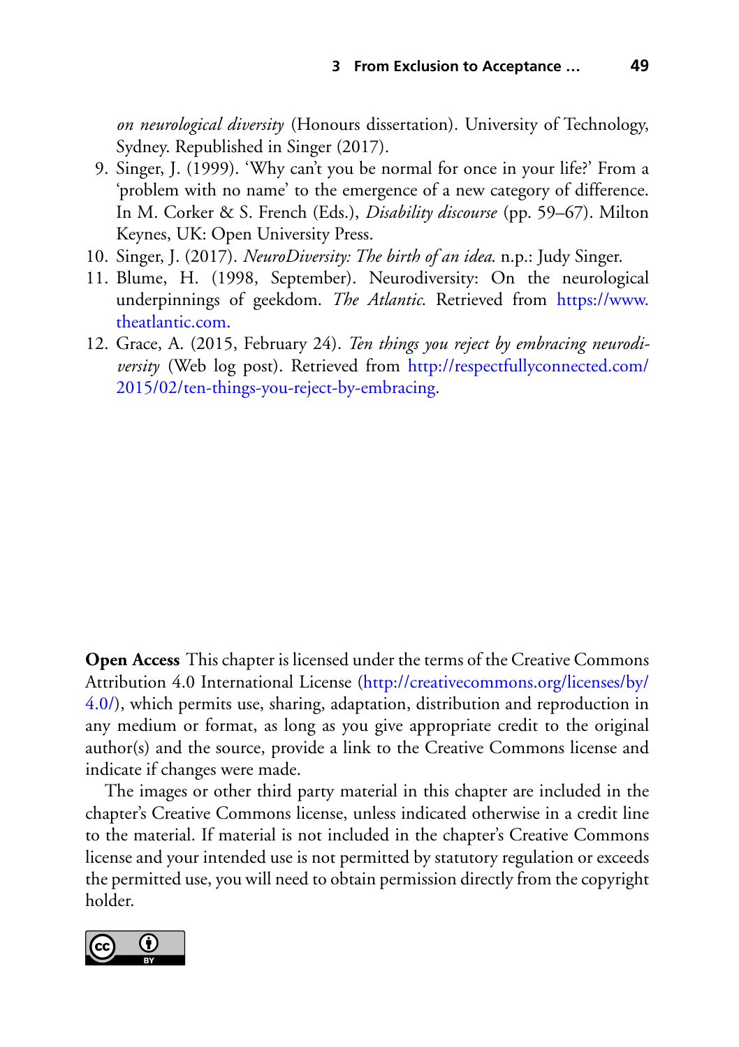*on neurological diversity* (Honours dissertation). University of Technology, Sydney. Republished in Singer (2017).

9. Singer, J. (1999). 'Why can't you be normal for once in your life?' From a 'problem with no name' to the emergence of a new category of difference. In M. Corker & S. French (Eds.), *Disability discourse* (pp. 59–67). Milton Keynes, UK: Open University Press.
10. Singer, J. (2017). *NeuroDiversity: The birth of an idea*. n.p.: Judy Singer.
11. Blume, H. (1998, September). Neurodiversity: On the neurological underpinnings of geekdom. *The Atlantic*. Retrieved from https://www.theatlantic.com.
12. Grace, A. (2015, February 24). *Ten things you reject by embracing neurodiversity* (Web log post). Retrieved from http://respectfullyconnected.com/2015/02/ten-things-you-reject-by-embracing.

**Open Access** This chapter is licensed under the terms of the Creative Commons Attribution 4.0 International License (http://creativecommons.org/licenses/by/4.0/), which permits use, sharing, adaptation, distribution and reproduction in any medium or format, as long as you give appropriate credit to the original author(s) and the source, provide a link to the Creative Commons license and indicate if changes were made.

The images or other third party material in this chapter are included in the chapter's Creative Commons license, unless indicated otherwise in a credit line to the material. If material is not included in the chapter's Creative Commons license and your intended use is not permitted by statutory regulation or exceeds the permitted use, you will need to obtain permission directly from the copyright holder.